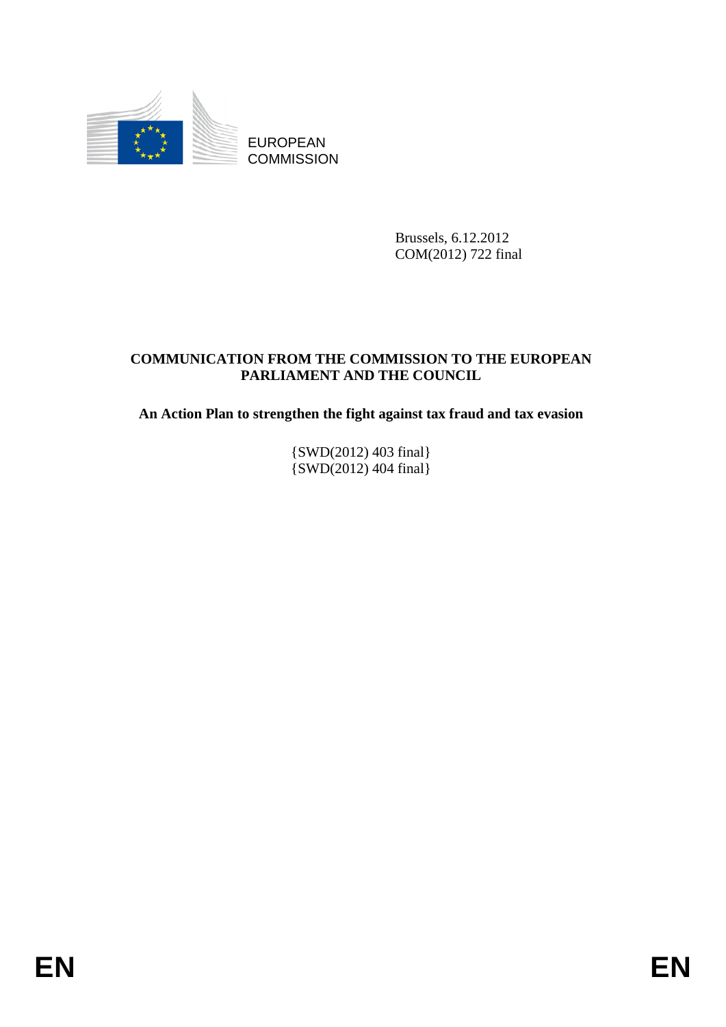EUROPEAN COMMISSION

Brussels, 6.12.2012
COM(2012) 722 final

**COMMUNICATION FROM THE COMMISSION TO THE EUROPEAN PARLIAMENT AND THE COUNCIL**

**An Action Plan to strengthen the fight against tax fraud and tax evasion**

{SWD(2012) 403 final}
{SWD(2012) 404 final}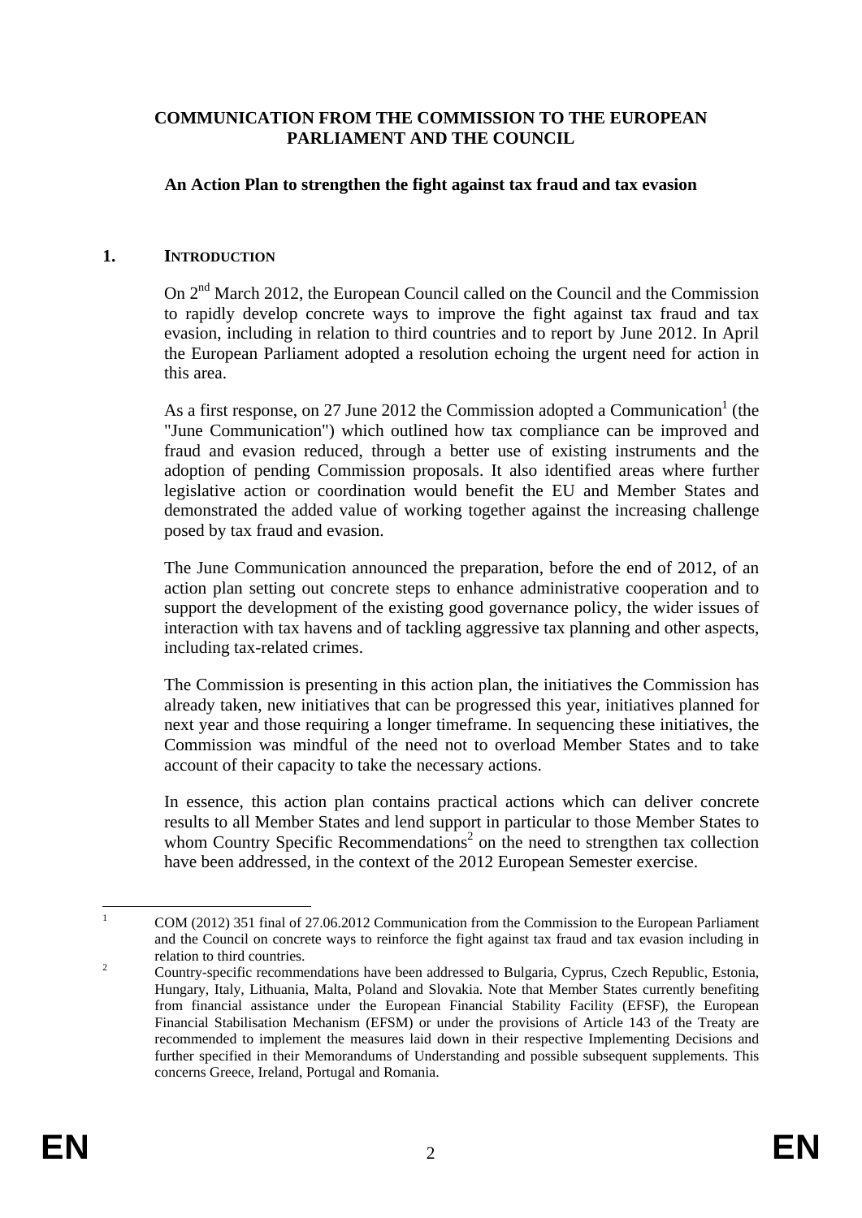**COMMUNICATION FROM THE COMMISSION TO THE EUROPEAN PARLIAMENT AND THE COUNCIL**

**An Action Plan to strengthen the fight against tax fraud and tax evasion**

## 1. INTRODUCTION

On 2nd March 2012, the European Council called on the Council and the Commission to rapidly develop concrete ways to improve the fight against tax fraud and tax evasion, including in relation to third countries and to report by June 2012. In April the European Parliament adopted a resolution echoing the urgent need for action in this area.

As a first response, on 27 June 2012 the Commission adopted a Communication[1] (the "June Communication") which outlined how tax compliance can be improved and fraud and evasion reduced, through a better use of existing instruments and the adoption of pending Commission proposals. It also identified areas where further legislative action or coordination would benefit the EU and Member States and demonstrated the added value of working together against the increasing challenge posed by tax fraud and evasion.

The June Communication announced the preparation, before the end of 2012, of an action plan setting out concrete steps to enhance administrative cooperation and to support the development of the existing good governance policy, the wider issues of interaction with tax havens and of tackling aggressive tax planning and other aspects, including tax-related crimes.

The Commission is presenting in this action plan, the initiatives the Commission has already taken, new initiatives that can be progressed this year, initiatives planned for next year and those requiring a longer timeframe. In sequencing these initiatives, the Commission was mindful of the need not to overload Member States and to take account of their capacity to take the necessary actions.

In essence, this action plan contains practical actions which can deliver concrete results to all Member States and lend support in particular to those Member States to whom Country Specific Recommendations[2] on the need to strengthen tax collection have been addressed, in the context of the 2012 European Semester exercise.

---

[1] COM (2012) 351 final of 27.06.2012 Communication from the Commission to the European Parliament and the Council on concrete ways to reinforce the fight against tax fraud and tax evasion including in relation to third countries.

[2] Country-specific recommendations have been addressed to Bulgaria, Cyprus, Czech Republic, Estonia, Hungary, Italy, Lithuania, Malta, Poland and Slovakia. Note that Member States currently benefiting from financial assistance under the European Financial Stability Facility (EFSF), the European Financial Stabilisation Mechanism (EFSM) or under the provisions of Article 143 of the Treaty are recommended to implement the measures laid down in their respective Implementing Decisions and further specified in their Memorandums of Understanding and possible subsequent supplements. This concerns Greece, Ireland, Portugal and Romania.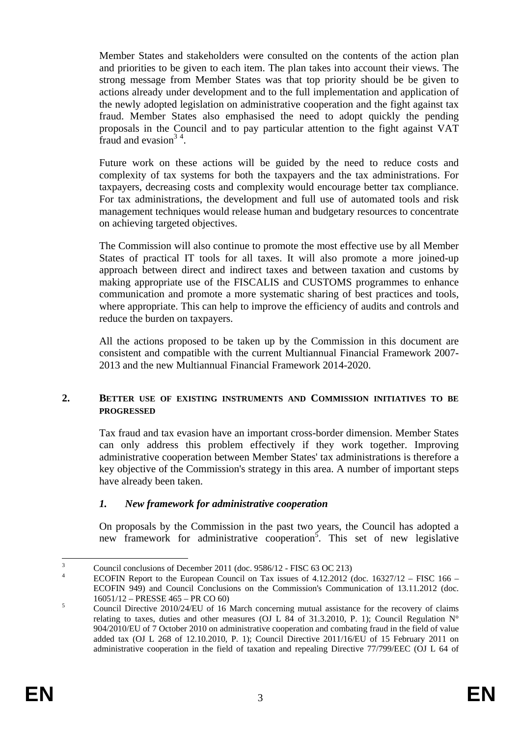Member States and stakeholders were consulted on the contents of the action plan and priorities to be given to each item. The plan takes into account their views. The strong message from Member States was that top priority should be be given to actions already under development and to the full implementation and application of the newly adopted legislation on administrative cooperation and the fight against tax fraud. Member States also emphasised the need to adopt quickly the pending proposals in the Council and to pay particular attention to the fight against VAT fraud and evasion[3] [4].

Future work on these actions will be guided by the need to reduce costs and complexity of tax systems for both the taxpayers and the tax administrations. For taxpayers, decreasing costs and complexity would encourage better tax compliance. For tax administrations, the development and full use of automated tools and risk management techniques would release human and budgetary resources to concentrate on achieving targeted objectives.

The Commission will also continue to promote the most effective use by all Member States of practical IT tools for all taxes. It will also promote a more joined-up approach between direct and indirect taxes and between taxation and customs by making appropriate use of the FISCALIS and CUSTOMS programmes to enhance communication and promote a more systematic sharing of best practices and tools, where appropriate. This can help to improve the efficiency of audits and controls and reduce the burden on taxpayers.

All the actions proposed to be taken up by the Commission in this document are consistent and compatible with the current Multiannual Financial Framework 2007-2013 and the new Multiannual Financial Framework 2014-2020.

## 2. BETTER USE OF EXISTING INSTRUMENTS AND COMMISSION INITIATIVES TO BE PROGRESSED

Tax fraud and tax evasion have an important cross-border dimension. Member States can only address this problem effectively if they work together. Improving administrative cooperation between Member States' tax administrations is therefore a key objective of the Commission's strategy in this area. A number of important steps have already been taken.

### *1. New framework for administrative cooperation*

On proposals by the Commission in the past two years, the Council has adopted a new framework for administrative cooperation[5]. This set of new legislative

---

[3] Council conclusions of December 2011 (doc. 9586/12 - FISC 63 OC 213)

[4] ECOFIN Report to the European Council on Tax issues of 4.12.2012 (doc. 16327/12 – FISC 166 – ECOFIN 949) and Council Conclusions on the Commission's Communication of 13.11.2012 (doc. 16051/12 – PRESSE 465 – PR CO 60)

[5] Council Directive 2010/24/EU of 16 March concerning mutual assistance for the recovery of claims relating to taxes, duties and other measures (OJ L 84 of 31.3.2010, P. 1); Council Regulation N° 904/2010/EU of 7 October 2010 on administrative cooperation and combating fraud in the field of value added tax (OJ L 268 of 12.10.2010, P. 1); Council Directive 2011/16/EU of 15 February 2011 on administrative cooperation in the field of taxation and repealing Directive 77/799/EEC (OJ L 64 of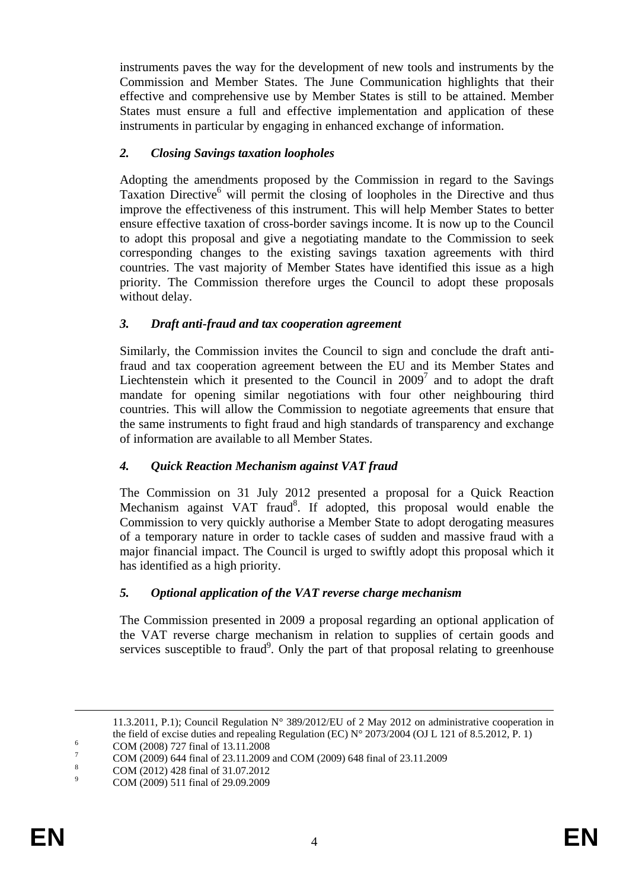instruments paves the way for the development of new tools and instruments by the Commission and Member States. The June Communication highlights that their effective and comprehensive use by Member States is still to be attained. Member States must ensure a full and effective implementation and application of these instruments in particular by engaging in enhanced exchange of information.

### *2. Closing Savings taxation loopholes*

Adopting the amendments proposed by the Commission in regard to the Savings Taxation Directive[6] will permit the closing of loopholes in the Directive and thus improve the effectiveness of this instrument. This will help Member States to better ensure effective taxation of cross-border savings income. It is now up to the Council to adopt this proposal and give a negotiating mandate to the Commission to seek corresponding changes to the existing savings taxation agreements with third countries. The vast majority of Member States have identified this issue as a high priority. The Commission therefore urges the Council to adopt these proposals without delay.

### *3. Draft anti-fraud and tax cooperation agreement*

Similarly, the Commission invites the Council to sign and conclude the draft anti-fraud and tax cooperation agreement between the EU and its Member States and Liechtenstein which it presented to the Council in 2009[7] and to adopt the draft mandate for opening similar negotiations with four other neighbouring third countries. This will allow the Commission to negotiate agreements that ensure that the same instruments to fight fraud and high standards of transparency and exchange of information are available to all Member States.

### *4. Quick Reaction Mechanism against VAT fraud*

The Commission on 31 July 2012 presented a proposal for a Quick Reaction Mechanism against VAT fraud[8]. If adopted, this proposal would enable the Commission to very quickly authorise a Member State to adopt derogating measures of a temporary nature in order to tackle cases of sudden and massive fraud with a major financial impact. The Council is urged to swiftly adopt this proposal which it has identified as a high priority.

### *5. Optional application of the VAT reverse charge mechanism*

The Commission presented in 2009 a proposal regarding an optional application of the VAT reverse charge mechanism in relation to supplies of certain goods and services susceptible to fraud[9]. Only the part of that proposal relating to greenhouse

---

11.3.2011, P.1); Council Regulation N° 389/2012/EU of 2 May 2012 on administrative cooperation in the field of excise duties and repealing Regulation (EC) N° 2073/2004 (OJ L 121 of 8.5.2012, P. 1)

[6] COM (2008) 727 final of 13.11.2008

[7] COM (2009) 644 final of 23.11.2009 and COM (2009) 648 final of 23.11.2009

[8] COM (2012) 428 final of 31.07.2012

[9] COM (2009) 511 final of 29.09.2009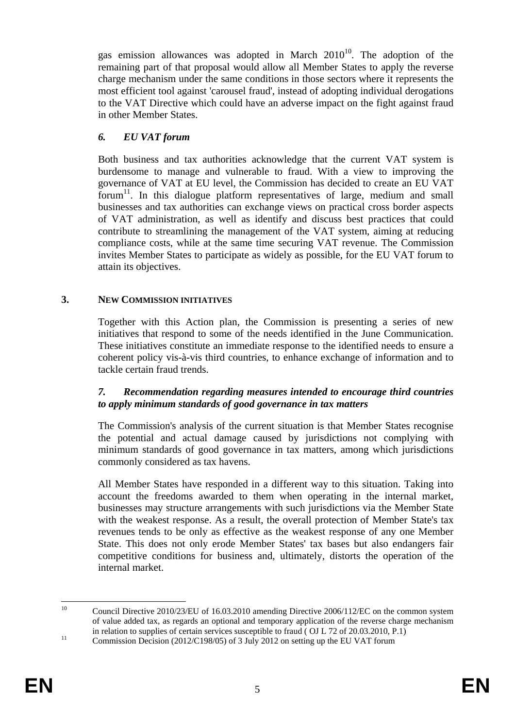gas emission allowances was adopted in March 2010[10]. The adoption of the remaining part of that proposal would allow all Member States to apply the reverse charge mechanism under the same conditions in those sectors where it represents the most efficient tool against 'carousel fraud', instead of adopting individual derogations to the VAT Directive which could have an adverse impact on the fight against fraud in other Member States.

### *6. EU VAT forum*

Both business and tax authorities acknowledge that the current VAT system is burdensome to manage and vulnerable to fraud. With a view to improving the governance of VAT at EU level, the Commission has decided to create an EU VAT forum[11]. In this dialogue platform representatives of large, medium and small businesses and tax authorities can exchange views on practical cross border aspects of VAT administration, as well as identify and discuss best practices that could contribute to streamlining the management of the VAT system, aiming at reducing compliance costs, while at the same time securing VAT revenue. The Commission invites Member States to participate as widely as possible, for the EU VAT forum to attain its objectives.

## 3. NEW COMMISSION INITIATIVES

Together with this Action plan, the Commission is presenting a series of new initiatives that respond to some of the needs identified in the June Communication. These initiatives constitute an immediate response to the identified needs to ensure a coherent policy vis-à-vis third countries, to enhance exchange of information and to tackle certain fraud trends.

### *7. Recommendation regarding measures intended to encourage third countries to apply minimum standards of good governance in tax matters*

The Commission's analysis of the current situation is that Member States recognise the potential and actual damage caused by jurisdictions not complying with minimum standards of good governance in tax matters, among which jurisdictions commonly considered as tax havens.

All Member States have responded in a different way to this situation. Taking into account the freedoms awarded to them when operating in the internal market, businesses may structure arrangements with such jurisdictions via the Member State with the weakest response. As a result, the overall protection of Member State's tax revenues tends to be only as effective as the weakest response of any one Member State. This does not only erode Member States' tax bases but also endangers fair competitive conditions for business and, ultimately, distorts the operation of the internal market.

---

[10] Council Directive 2010/23/EU of 16.03.2010 amending Directive 2006/112/EC on the common system of value added tax, as regards an optional and temporary application of the reverse charge mechanism in relation to supplies of certain services susceptible to fraud ( OJ L 72 of 20.03.2010, P.1)

[11] Commission Decision (2012/C198/05) of 3 July 2012 on setting up the EU VAT forum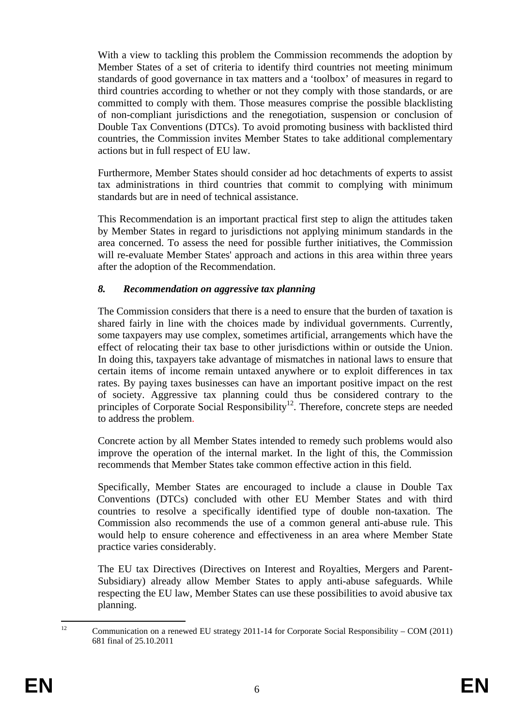With a view to tackling this problem the Commission recommends the adoption by Member States of a set of criteria to identify third countries not meeting minimum standards of good governance in tax matters and a 'toolbox' of measures in regard to third countries according to whether or not they comply with those standards, or are committed to comply with them. Those measures comprise the possible blacklisting of non-compliant jurisdictions and the renegotiation, suspension or conclusion of Double Tax Conventions (DTCs). To avoid promoting business with backlisted third countries, the Commission invites Member States to take additional complementary actions but in full respect of EU law.

Furthermore, Member States should consider ad hoc detachments of experts to assist tax administrations in third countries that commit to complying with minimum standards but are in need of technical assistance.

This Recommendation is an important practical first step to align the attitudes taken by Member States in regard to jurisdictions not applying minimum standards in the area concerned. To assess the need for possible further initiatives, the Commission will re-evaluate Member States' approach and actions in this area within three years after the adoption of the Recommendation.

### *8. Recommendation on aggressive tax planning*

The Commission considers that there is a need to ensure that the burden of taxation is shared fairly in line with the choices made by individual governments. Currently, some taxpayers may use complex, sometimes artificial, arrangements which have the effect of relocating their tax base to other jurisdictions within or outside the Union. In doing this, taxpayers take advantage of mismatches in national laws to ensure that certain items of income remain untaxed anywhere or to exploit differences in tax rates. By paying taxes businesses can have an important positive impact on the rest of society. Aggressive tax planning could thus be considered contrary to the principles of Corporate Social Responsibility[12]. Therefore, concrete steps are needed to address the problem.

Concrete action by all Member States intended to remedy such problems would also improve the operation of the internal market. In the light of this, the Commission recommends that Member States take common effective action in this field.

Specifically, Member States are encouraged to include a clause in Double Tax Conventions (DTCs) concluded with other EU Member States and with third countries to resolve a specifically identified type of double non-taxation. The Commission also recommends the use of a common general anti-abuse rule. This would help to ensure coherence and effectiveness in an area where Member State practice varies considerably.

The EU tax Directives (Directives on Interest and Royalties, Mergers and Parent-Subsidiary) already allow Member States to apply anti-abuse safeguards. While respecting the EU law, Member States can use these possibilities to avoid abusive tax planning.

---

[12] Communication on a renewed EU strategy 2011-14 for Corporate Social Responsibility – COM (2011) 681 final of 25.10.2011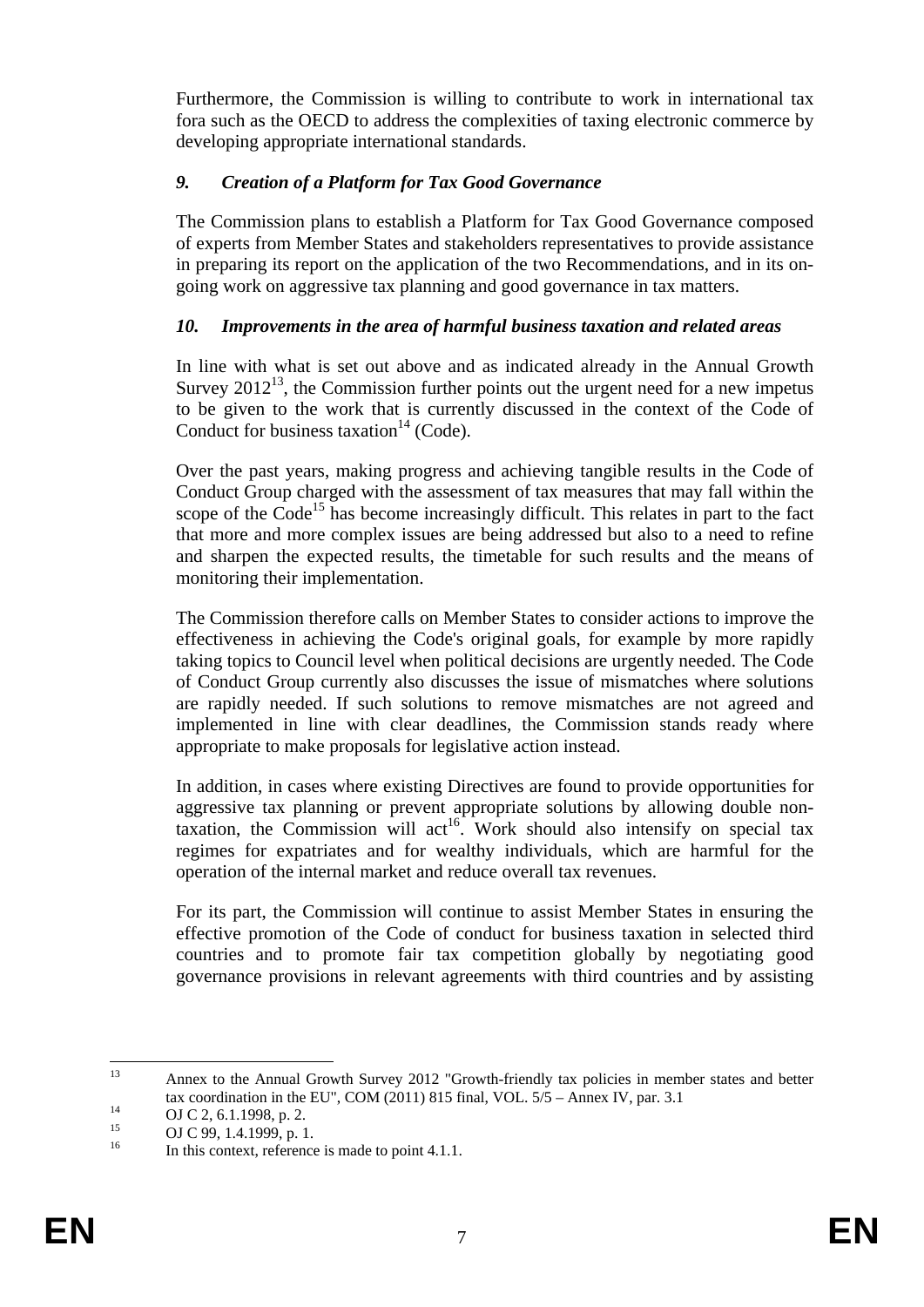Furthermore, the Commission is willing to contribute to work in international tax fora such as the OECD to address the complexities of taxing electronic commerce by developing appropriate international standards.

### *9. Creation of a Platform for Tax Good Governance*

The Commission plans to establish a Platform for Tax Good Governance composed of experts from Member States and stakeholders representatives to provide assistance in preparing its report on the application of the two Recommendations, and in its on-going work on aggressive tax planning and good governance in tax matters.

### *10. Improvements in the area of harmful business taxation and related areas*

In line with what is set out above and as indicated already in the Annual Growth Survey 2012[13], the Commission further points out the urgent need for a new impetus to be given to the work that is currently discussed in the context of the Code of Conduct for business taxation[14] (Code).

Over the past years, making progress and achieving tangible results in the Code of Conduct Group charged with the assessment of tax measures that may fall within the scope of the Code[15] has become increasingly difficult. This relates in part to the fact that more and more complex issues are being addressed but also to a need to refine and sharpen the expected results, the timetable for such results and the means of monitoring their implementation.

The Commission therefore calls on Member States to consider actions to improve the effectiveness in achieving the Code's original goals, for example by more rapidly taking topics to Council level when political decisions are urgently needed. The Code of Conduct Group currently also discusses the issue of mismatches where solutions are rapidly needed. If such solutions to remove mismatches are not agreed and implemented in line with clear deadlines, the Commission stands ready where appropriate to make proposals for legislative action instead.

In addition, in cases where existing Directives are found to provide opportunities for aggressive tax planning or prevent appropriate solutions by allowing double non-taxation, the Commission will act[16]. Work should also intensify on special tax regimes for expatriates and for wealthy individuals, which are harmful for the operation of the internal market and reduce overall tax revenues.

For its part, the Commission will continue to assist Member States in ensuring the effective promotion of the Code of conduct for business taxation in selected third countries and to promote fair tax competition globally by negotiating good governance provisions in relevant agreements with third countries and by assisting

---

[13] Annex to the Annual Growth Survey 2012 "Growth-friendly tax policies in member states and better tax coordination in the EU", COM (2011) 815 final, VOL. 5/5 – Annex IV, par. 3.1

[14] OJ C 2, 6.1.1998, p. 2.

[15] OJ C 99, 1.4.1999, p. 1.

[16] In this context, reference is made to point 4.1.1.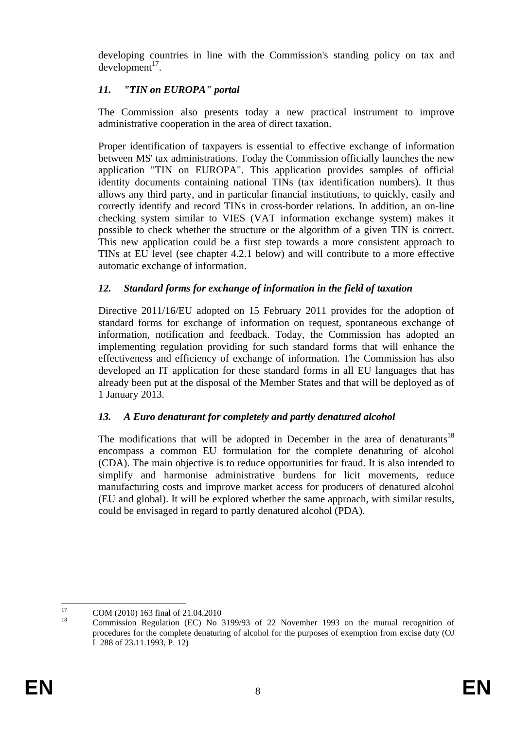developing countries in line with the Commission's standing policy on tax and development[17].

### *11. "TIN on EUROPA" portal*

The Commission also presents today a new practical instrument to improve administrative cooperation in the area of direct taxation.

Proper identification of taxpayers is essential to effective exchange of information between MS' tax administrations. Today the Commission officially launches the new application "TIN on EUROPA". This application provides samples of official identity documents containing national TINs (tax identification numbers). It thus allows any third party, and in particular financial institutions, to quickly, easily and correctly identify and record TINs in cross-border relations. In addition, an on-line checking system similar to VIES (VAT information exchange system) makes it possible to check whether the structure or the algorithm of a given TIN is correct. This new application could be a first step towards a more consistent approach to TINs at EU level (see chapter 4.2.1 below) and will contribute to a more effective automatic exchange of information.

### *12. Standard forms for exchange of information in the field of taxation*

Directive 2011/16/EU adopted on 15 February 2011 provides for the adoption of standard forms for exchange of information on request, spontaneous exchange of information, notification and feedback. Today, the Commission has adopted an implementing regulation providing for such standard forms that will enhance the effectiveness and efficiency of exchange of information. The Commission has also developed an IT application for these standard forms in all EU languages that has already been put at the disposal of the Member States and that will be deployed as of 1 January 2013.

### *13. A Euro denaturant for completely and partly denatured alcohol*

The modifications that will be adopted in December in the area of denaturants[18] encompass a common EU formulation for the complete denaturing of alcohol (CDA). The main objective is to reduce opportunities for fraud. It is also intended to simplify and harmonise administrative burdens for licit movements, reduce manufacturing costs and improve market access for producers of denatured alcohol (EU and global). It will be explored whether the same approach, with similar results, could be envisaged in regard to partly denatured alcohol (PDA).

---

[17] COM (2010) 163 final of 21.04.2010

[18] Commission Regulation (EC) No 3199/93 of 22 November 1993 on the mutual recognition of procedures for the complete denaturing of alcohol for the purposes of exemption from excise duty (OJ L 288 of 23.11.1993, P. 12)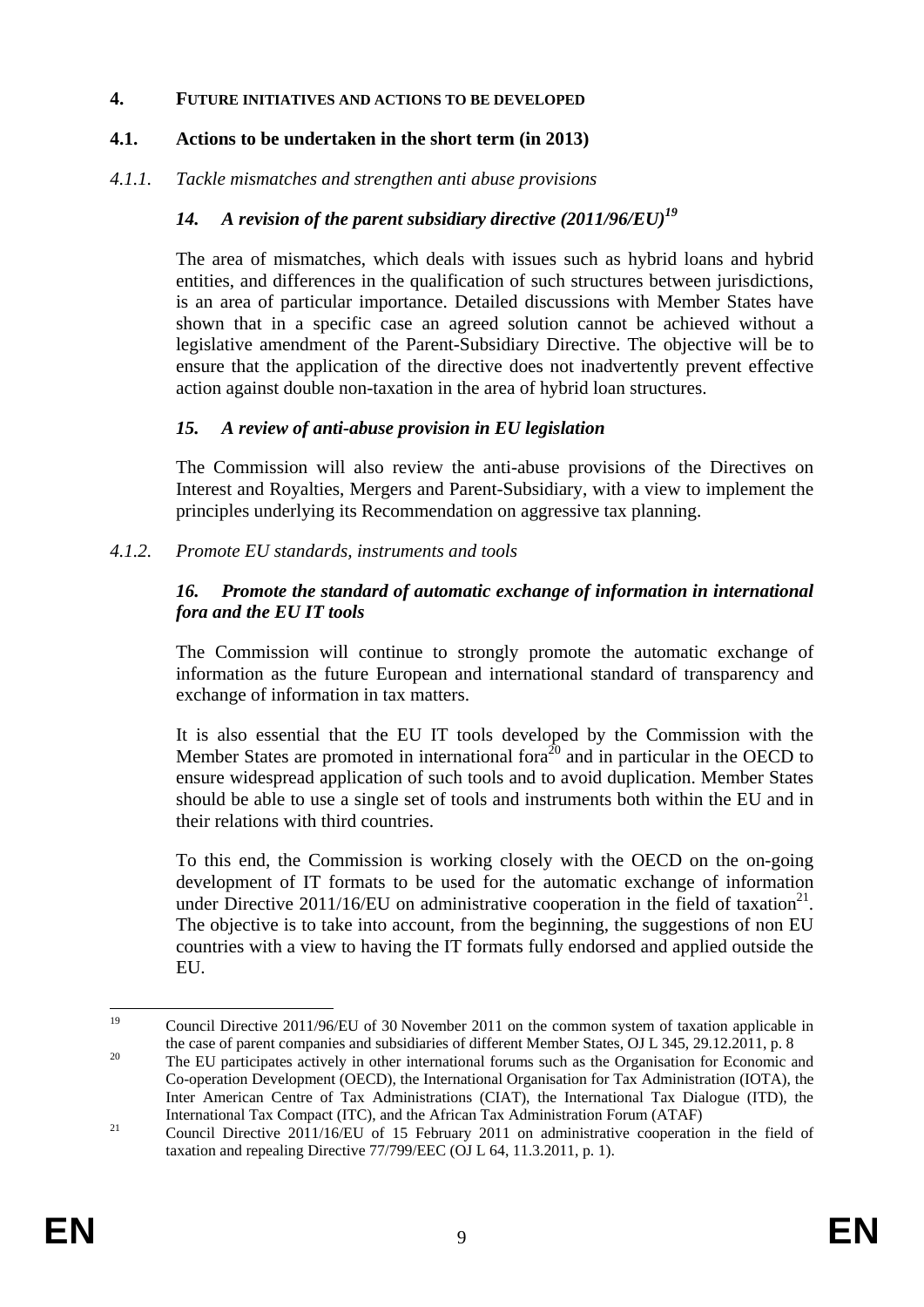## 4. FUTURE INITIATIVES AND ACTIONS TO BE DEVELOPED

### 4.1. Actions to be undertaken in the short term (in 2013)

#### *4.1.1. Tackle mismatches and strengthen anti abuse provisions*

##### *14. A revision of the parent subsidiary directive (2011/96/EU)*[19]

The area of mismatches, which deals with issues such as hybrid loans and hybrid entities, and differences in the qualification of such structures between jurisdictions, is an area of particular importance. Detailed discussions with Member States have shown that in a specific case an agreed solution cannot be achieved without a legislative amendment of the Parent-Subsidiary Directive. The objective will be to ensure that the application of the directive does not inadvertently prevent effective action against double non-taxation in the area of hybrid loan structures.

##### *15. A review of anti-abuse provision in EU legislation*

The Commission will also review the anti-abuse provisions of the Directives on Interest and Royalties, Mergers and Parent-Subsidiary, with a view to implement the principles underlying its Recommendation on aggressive tax planning.

#### *4.1.2. Promote EU standards, instruments and tools*

##### *16. Promote the standard of automatic exchange of information in international fora and the EU IT tools*

The Commission will continue to strongly promote the automatic exchange of information as the future European and international standard of transparency and exchange of information in tax matters.

It is also essential that the EU IT tools developed by the Commission with the Member States are promoted in international fora[20] and in particular in the OECD to ensure widespread application of such tools and to avoid duplication. Member States should be able to use a single set of tools and instruments both within the EU and in their relations with third countries.

To this end, the Commission is working closely with the OECD on the on-going development of IT formats to be used for the automatic exchange of information under Directive 2011/16/EU on administrative cooperation in the field of taxation[21]. The objective is to take into account, from the beginning, the suggestions of non EU countries with a view to having the IT formats fully endorsed and applied outside the EU.

---

[19] Council Directive 2011/96/EU of 30 November 2011 on the common system of taxation applicable in the case of parent companies and subsidiaries of different Member States, OJ L 345, 29.12.2011, p. 8

[20] The EU participates actively in other international forums such as the Organisation for Economic and Co-operation Development (OECD), the International Organisation for Tax Administration (IOTA), the Inter American Centre of Tax Administrations (CIAT), the International Tax Dialogue (ITD), the International Tax Compact (ITC), and the African Tax Administration Forum (ATAF)

[21] Council Directive 2011/16/EU of 15 February 2011 on administrative cooperation in the field of taxation and repealing Directive 77/799/EEC (OJ L 64, 11.3.2011, p. 1).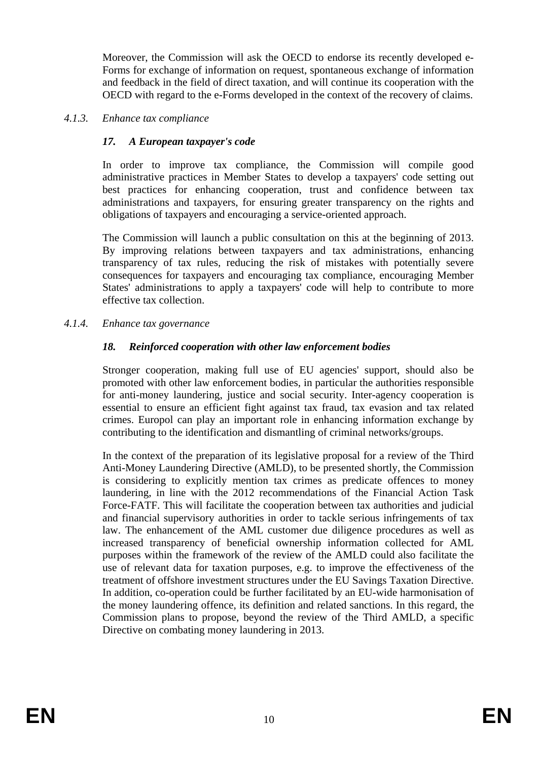Moreover, the Commission will ask the OECD to endorse its recently developed e-Forms for exchange of information on request, spontaneous exchange of information and feedback in the field of direct taxation, and will continue its cooperation with the OECD with regard to the e-Forms developed in the context of the recovery of claims.

#### *4.1.3. Enhance tax compliance*

##### ***17. A European taxpayer's code***

In order to improve tax compliance, the Commission will compile good administrative practices in Member States to develop a taxpayers' code setting out best practices for enhancing cooperation, trust and confidence between tax administrations and taxpayers, for ensuring greater transparency on the rights and obligations of taxpayers and encouraging a service-oriented approach.

The Commission will launch a public consultation on this at the beginning of 2013. By improving relations between taxpayers and tax administrations, enhancing transparency of tax rules, reducing the risk of mistakes with potentially severe consequences for taxpayers and encouraging tax compliance, encouraging Member States' administrations to apply a taxpayers' code will help to contribute to more effective tax collection.

#### *4.1.4. Enhance tax governance*

##### ***18. Reinforced cooperation with other law enforcement bodies***

Stronger cooperation, making full use of EU agencies' support, should also be promoted with other law enforcement bodies, in particular the authorities responsible for anti-money laundering, justice and social security. Inter-agency cooperation is essential to ensure an efficient fight against tax fraud, tax evasion and tax related crimes. Europol can play an important role in enhancing information exchange by contributing to the identification and dismantling of criminal networks/groups.

In the context of the preparation of its legislative proposal for a review of the Third Anti-Money Laundering Directive (AMLD), to be presented shortly, the Commission is considering to explicitly mention tax crimes as predicate offences to money laundering, in line with the 2012 recommendations of the Financial Action Task Force-FATF. This will facilitate the cooperation between tax authorities and judicial and financial supervisory authorities in order to tackle serious infringements of tax law. The enhancement of the AML customer due diligence procedures as well as increased transparency of beneficial ownership information collected for AML purposes within the framework of the review of the AMLD could also facilitate the use of relevant data for taxation purposes, e.g. to improve the effectiveness of the treatment of offshore investment structures under the EU Savings Taxation Directive. In addition, co-operation could be further facilitated by an EU-wide harmonisation of the money laundering offence, its definition and related sanctions. In this regard, the Commission plans to propose, beyond the review of the Third AMLD, a specific Directive on combating money laundering in 2013.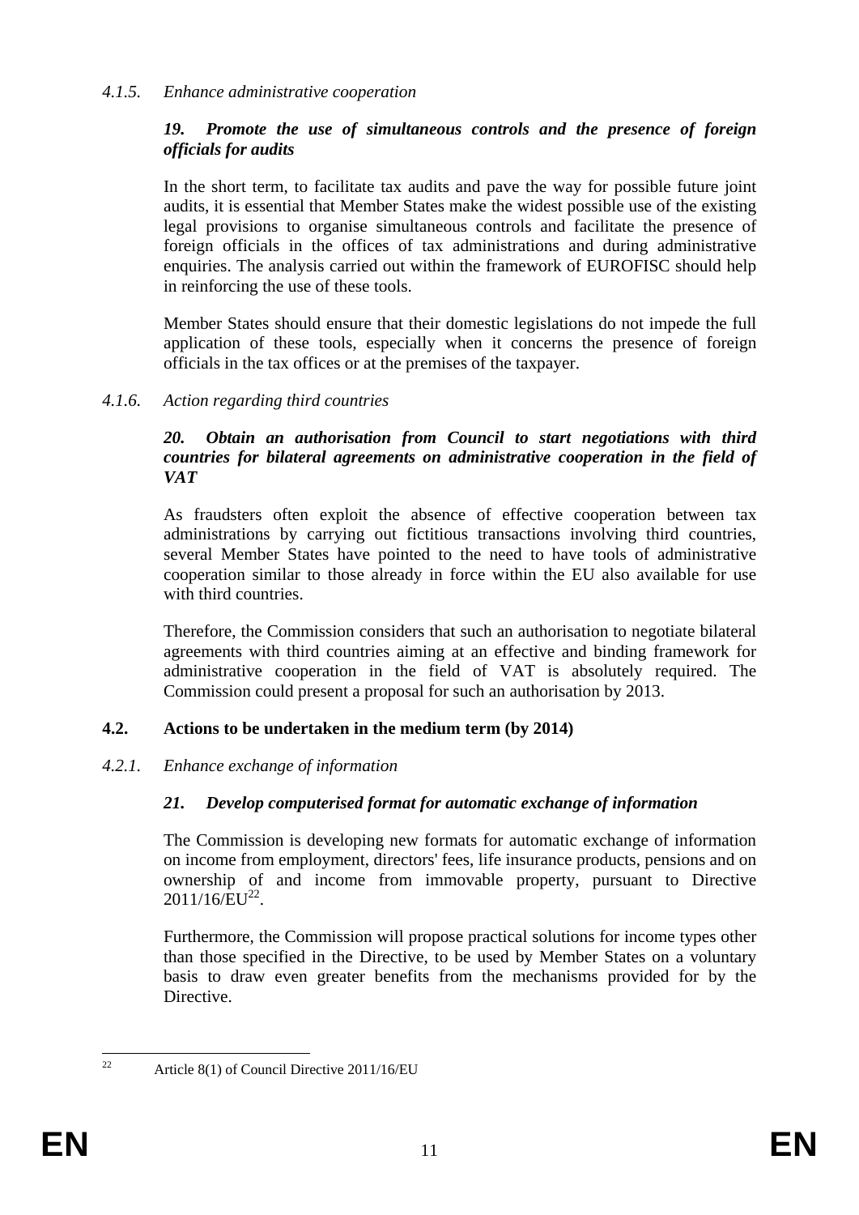#### *4.1.5. Enhance administrative cooperation*

***19. Promote the use of simultaneous controls and the presence of foreign officials for audits***

In the short term, to facilitate tax audits and pave the way for possible future joint audits, it is essential that Member States make the widest possible use of the existing legal provisions to organise simultaneous controls and facilitate the presence of foreign officials in the offices of tax administrations and during administrative enquiries. The analysis carried out within the framework of EUROFISC should help in reinforcing the use of these tools.

Member States should ensure that their domestic legislations do not impede the full application of these tools, especially when it concerns the presence of foreign officials in the tax offices or at the premises of the taxpayer.

#### *4.1.6. Action regarding third countries*

***20. Obtain an authorisation from Council to start negotiations with third countries for bilateral agreements on administrative cooperation in the field of VAT***

As fraudsters often exploit the absence of effective cooperation between tax administrations by carrying out fictitious transactions involving third countries, several Member States have pointed to the need to have tools of administrative cooperation similar to those already in force within the EU also available for use with third countries.

Therefore, the Commission considers that such an authorisation to negotiate bilateral agreements with third countries aiming at an effective and binding framework for administrative cooperation in the field of VAT is absolutely required. The Commission could present a proposal for such an authorisation by 2013.

### **4.2. Actions to be undertaken in the medium term (by 2014)**

#### *4.2.1. Enhance exchange of information*

***21. Develop computerised format for automatic exchange of information***

The Commission is developing new formats for automatic exchange of information on income from employment, directors' fees, life insurance products, pensions and on ownership of and income from immovable property, pursuant to Directive 2011/16/EU[22].

Furthermore, the Commission will propose practical solutions for income types other than those specified in the Directive, to be used by Member States on a voluntary basis to draw even greater benefits from the mechanisms provided for by the Directive.

[22] Article 8(1) of Council Directive 2011/16/EU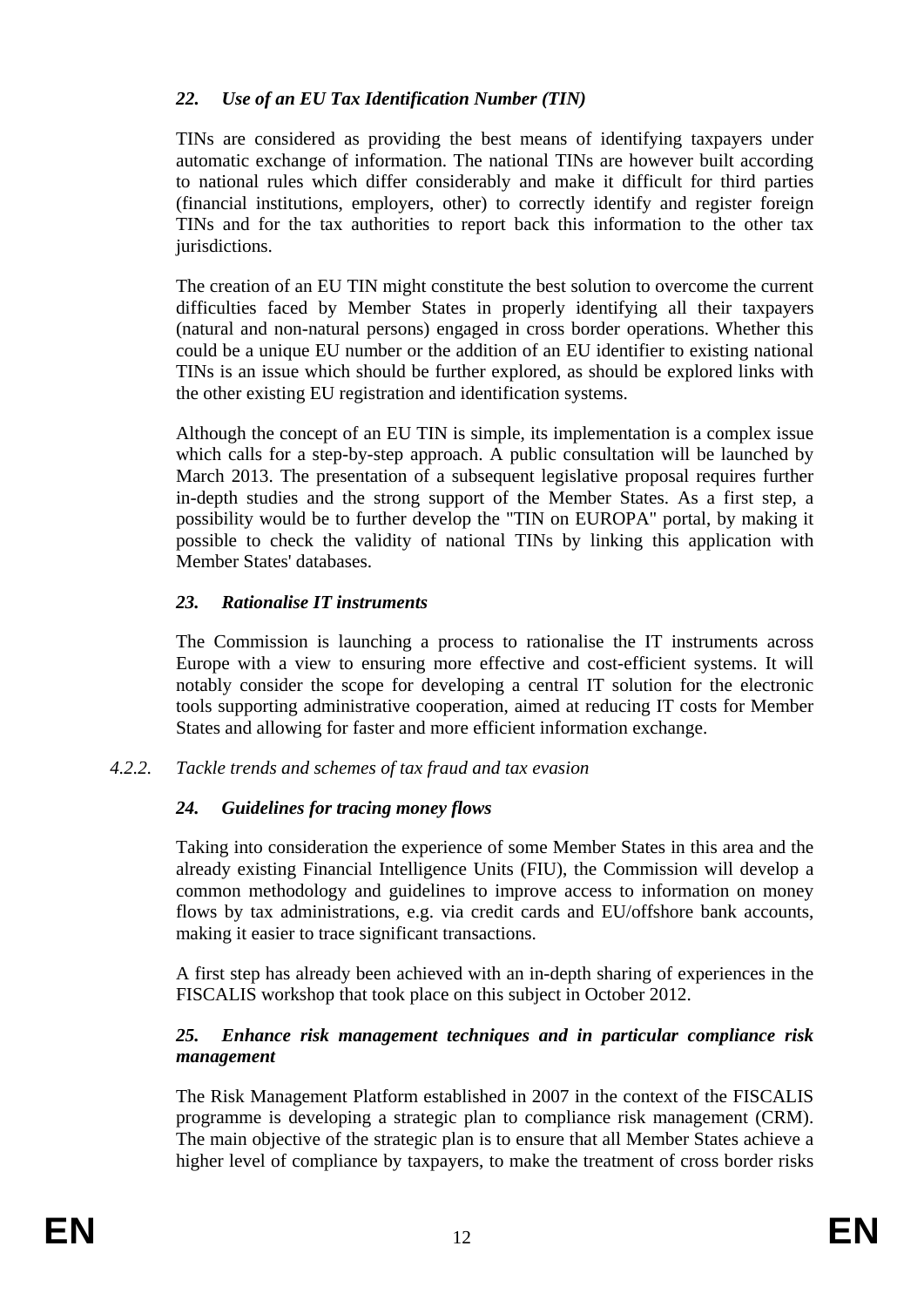### *22. Use of an EU Tax Identification Number (TIN)*

TINs are considered as providing the best means of identifying taxpayers under automatic exchange of information. The national TINs are however built according to national rules which differ considerably and make it difficult for third parties (financial institutions, employers, other) to correctly identify and register foreign TINs and for the tax authorities to report back this information to the other tax jurisdictions.

The creation of an EU TIN might constitute the best solution to overcome the current difficulties faced by Member States in properly identifying all their taxpayers (natural and non-natural persons) engaged in cross border operations. Whether this could be a unique EU number or the addition of an EU identifier to existing national TINs is an issue which should be further explored, as should be explored links with the other existing EU registration and identification systems.

Although the concept of an EU TIN is simple, its implementation is a complex issue which calls for a step-by-step approach. A public consultation will be launched by March 2013. The presentation of a subsequent legislative proposal requires further in-depth studies and the strong support of the Member States. As a first step, a possibility would be to further develop the "TIN on EUROPA" portal, by making it possible to check the validity of national TINs by linking this application with Member States' databases.

### *23. Rationalise IT instruments*

The Commission is launching a process to rationalise the IT instruments across Europe with a view to ensuring more effective and cost-efficient systems. It will notably consider the scope for developing a central IT solution for the electronic tools supporting administrative cooperation, aimed at reducing IT costs for Member States and allowing for faster and more efficient information exchange.

#### *4.2.2. Tackle trends and schemes of tax fraud and tax evasion*

### *24. Guidelines for tracing money flows*

Taking into consideration the experience of some Member States in this area and the already existing Financial Intelligence Units (FIU), the Commission will develop a common methodology and guidelines to improve access to information on money flows by tax administrations, e.g. via credit cards and EU/offshore bank accounts, making it easier to trace significant transactions.

A first step has already been achieved with an in-depth sharing of experiences in the FISCALIS workshop that took place on this subject in October 2012.

### ***25. Enhance risk management techniques and in particular compliance risk management***

The Risk Management Platform established in 2007 in the context of the FISCALIS programme is developing a strategic plan to compliance risk management (CRM). The main objective of the strategic plan is to ensure that all Member States achieve a higher level of compliance by taxpayers, to make the treatment of cross border risks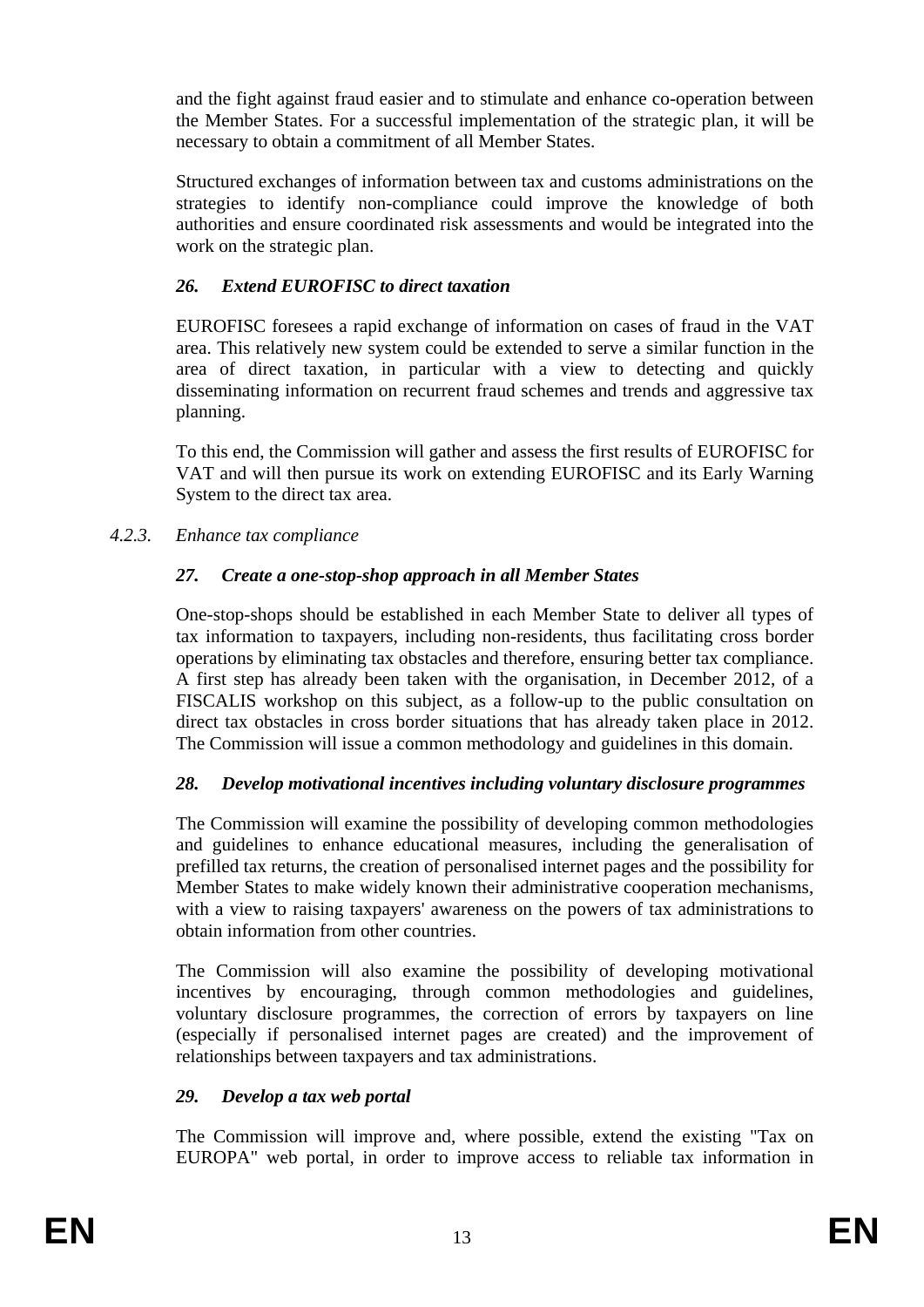and the fight against fraud easier and to stimulate and enhance co-operation between the Member States. For a successful implementation of the strategic plan, it will be necessary to obtain a commitment of all Member States.

Structured exchanges of information between tax and customs administrations on the strategies to identify non-compliance could improve the knowledge of both authorities and ensure coordinated risk assessments and would be integrated into the work on the strategic plan.

#### *26. Extend EUROFISC to direct taxation*

EUROFISC foresees a rapid exchange of information on cases of fraud in the VAT area. This relatively new system could be extended to serve a similar function in the area of direct taxation, in particular with a view to detecting and quickly disseminating information on recurrent fraud schemes and trends and aggressive tax planning.

To this end, the Commission will gather and assess the first results of EUROFISC for VAT and will then pursue its work on extending EUROFISC and its Early Warning System to the direct tax area.

### *4.2.3. Enhance tax compliance*

#### *27. Create a one-stop-shop approach in all Member States*

One-stop-shops should be established in each Member State to deliver all types of tax information to taxpayers, including non-residents, thus facilitating cross border operations by eliminating tax obstacles and therefore, ensuring better tax compliance. A first step has already been taken with the organisation, in December 2012, of a FISCALIS workshop on this subject, as a follow-up to the public consultation on direct tax obstacles in cross border situations that has already taken place in 2012. The Commission will issue a common methodology and guidelines in this domain.

#### *28. Develop motivational incentives including voluntary disclosure programmes*

The Commission will examine the possibility of developing common methodologies and guidelines to enhance educational measures, including the generalisation of prefilled tax returns, the creation of personalised internet pages and the possibility for Member States to make widely known their administrative cooperation mechanisms, with a view to raising taxpayers' awareness on the powers of tax administrations to obtain information from other countries.

The Commission will also examine the possibility of developing motivational incentives by encouraging, through common methodologies and guidelines, voluntary disclosure programmes, the correction of errors by taxpayers on line (especially if personalised internet pages are created) and the improvement of relationships between taxpayers and tax administrations.

#### *29. Develop a tax web portal*

The Commission will improve and, where possible, extend the existing "Tax on EUROPA" web portal, in order to improve access to reliable tax information in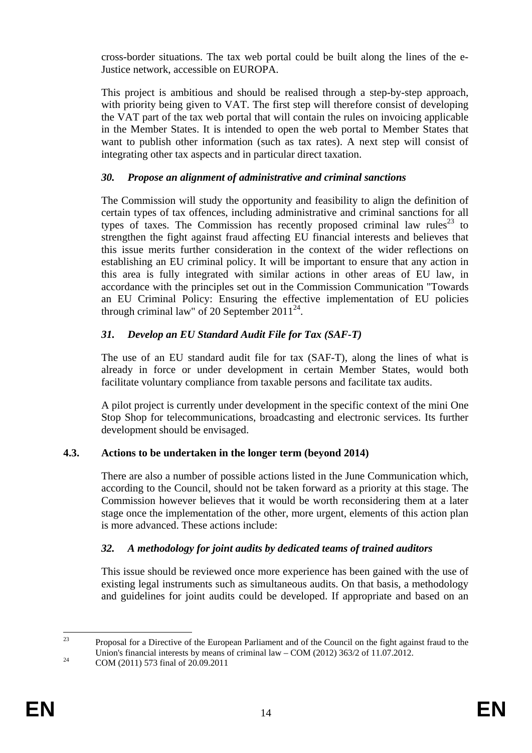cross-border situations. The tax web portal could be built along the lines of the e-Justice network, accessible on EUROPA.

This project is ambitious and should be realised through a step-by-step approach, with priority being given to VAT. The first step will therefore consist of developing the VAT part of the tax web portal that will contain the rules on invoicing applicable in the Member States. It is intended to open the web portal to Member States that want to publish other information (such as tax rates). A next step will consist of integrating other tax aspects and in particular direct taxation.

### *30. Propose an alignment of administrative and criminal sanctions*

The Commission will study the opportunity and feasibility to align the definition of certain types of tax offences, including administrative and criminal sanctions for all types of taxes. The Commission has recently proposed criminal law rules[23] to strengthen the fight against fraud affecting EU financial interests and believes that this issue merits further consideration in the context of the wider reflections on establishing an EU criminal policy. It will be important to ensure that any action in this area is fully integrated with similar actions in other areas of EU law, in accordance with the principles set out in the Commission Communication "Towards an EU Criminal Policy: Ensuring the effective implementation of EU policies through criminal law" of 20 September 2011[24].

### *31. Develop an EU Standard Audit File for Tax (SAF-T)*

The use of an EU standard audit file for tax (SAF-T), along the lines of what is already in force or under development in certain Member States, would both facilitate voluntary compliance from taxable persons and facilitate tax audits.

A pilot project is currently under development in the specific context of the mini One Stop Shop for telecommunications, broadcasting and electronic services. Its further development should be envisaged.

## 4.3. Actions to be undertaken in the longer term (beyond 2014)

There are also a number of possible actions listed in the June Communication which, according to the Council, should not be taken forward as a priority at this stage. The Commission however believes that it would be worth reconsidering them at a later stage once the implementation of the other, more urgent, elements of this action plan is more advanced. These actions include:

### *32. A methodology for joint audits by dedicated teams of trained auditors*

This issue should be reviewed once more experience has been gained with the use of existing legal instruments such as simultaneous audits. On that basis, a methodology and guidelines for joint audits could be developed. If appropriate and based on an

---

[23] Proposal for a Directive of the European Parliament and of the Council on the fight against fraud to the Union's financial interests by means of criminal law – COM (2012) 363/2 of 11.07.2012.

[24] COM (2011) 573 final of 20.09.2011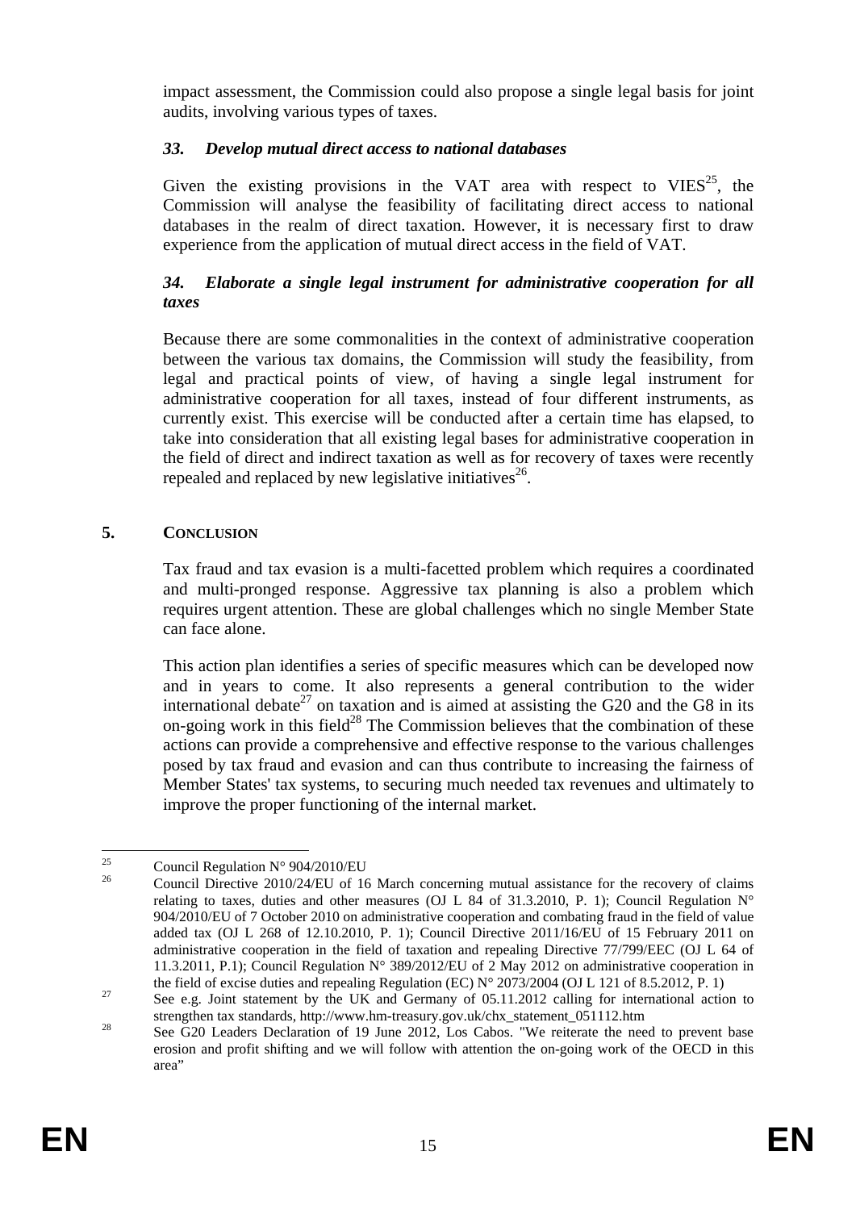impact assessment, the Commission could also propose a single legal basis for joint audits, involving various types of taxes.

### *33. Develop mutual direct access to national databases*

Given the existing provisions in the VAT area with respect to VIES[25], the Commission will analyse the feasibility of facilitating direct access to national databases in the realm of direct taxation. However, it is necessary first to draw experience from the application of mutual direct access in the field of VAT.

### *34. Elaborate a single legal instrument for administrative cooperation for all taxes*

Because there are some commonalities in the context of administrative cooperation between the various tax domains, the Commission will study the feasibility, from legal and practical points of view, of having a single legal instrument for administrative cooperation for all taxes, instead of four different instruments, as currently exist. This exercise will be conducted after a certain time has elapsed, to take into consideration that all existing legal bases for administrative cooperation in the field of direct and indirect taxation as well as for recovery of taxes were recently repealed and replaced by new legislative initiatives[26].

## 5. CONCLUSION

Tax fraud and tax evasion is a multi-facetted problem which requires a coordinated and multi-pronged response. Aggressive tax planning is also a problem which requires urgent attention. These are global challenges which no single Member State can face alone.

This action plan identifies a series of specific measures which can be developed now and in years to come. It also represents a general contribution to the wider international debate[27] on taxation and is aimed at assisting the G20 and the G8 in its on-going work in this field[28] The Commission believes that the combination of these actions can provide a comprehensive and effective response to the various challenges posed by tax fraud and evasion and can thus contribute to increasing the fairness of Member States' tax systems, to securing much needed tax revenues and ultimately to improve the proper functioning of the internal market.

---

[25] Council Regulation N° 904/2010/EU

[26] Council Directive 2010/24/EU of 16 March concerning mutual assistance for the recovery of claims relating to taxes, duties and other measures (OJ L 84 of 31.3.2010, P. 1); Council Regulation N° 904/2010/EU of 7 October 2010 on administrative cooperation and combating fraud in the field of value added tax (OJ L 268 of 12.10.2010, P. 1); Council Directive 2011/16/EU of 15 February 2011 on administrative cooperation in the field of taxation and repealing Directive 77/799/EEC (OJ L 64 of 11.3.2011, P.1); Council Regulation N° 389/2012/EU of 2 May 2012 on administrative cooperation in the field of excise duties and repealing Regulation (EC) N° 2073/2004 (OJ L 121 of 8.5.2012, P. 1)

[27] See e.g. Joint statement by the UK and Germany of 05.11.2012 calling for international action to strengthen tax standards, http://www.hm-treasury.gov.uk/chx_statement_051112.htm

[28] See G20 Leaders Declaration of 19 June 2012, Los Cabos. "We reiterate the need to prevent base erosion and profit shifting and we will follow with attention the on-going work of the OECD in this area"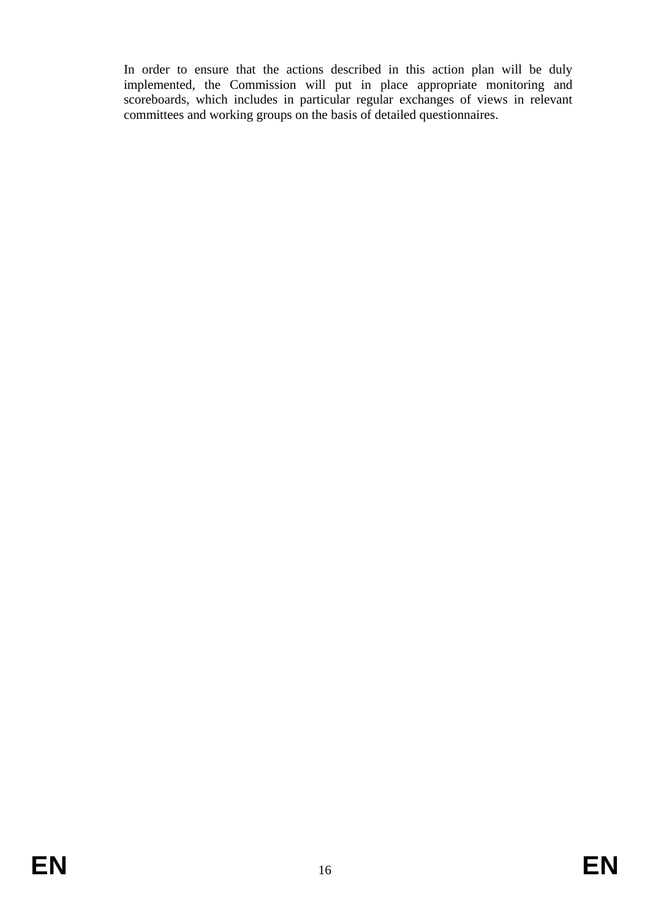In order to ensure that the actions described in this action plan will be duly implemented, the Commission will put in place appropriate monitoring and scoreboards, which includes in particular regular exchanges of views in relevant committees and working groups on the basis of detailed questionnaires.